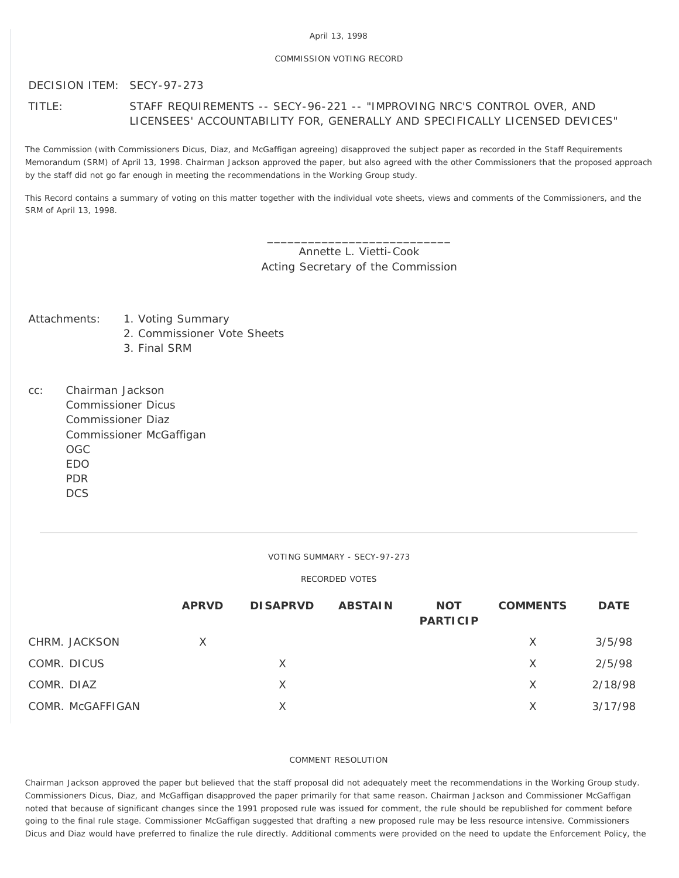April 13, 1998

COMMISSION VOTING RECORD

DECISION ITEM: SECY-97-273

TITLE: STAFF REQUIREMENTS -- SECY-96-221 -- "IMPROVING NRC'S CONTROL OVER, AND LICENSEES' ACCOUNTABILITY FOR, GENERALLY AND SPECIFICALLY LICENSED DEVICES"

The Commission (with Commissioners Dicus, Diaz, and McGaffigan agreeing) disapproved the subject paper as recorded in the Staff Requirements Memorandum (SRM) of April 13, 1998. Chairman Jackson approved the paper, but also agreed with the other Commissioners that the proposed approach by the staff did not go far enough in meeting the recommendations in the Working Group study.

This Record contains a summary of voting on this matter together with the individual vote sheets, views and comments of the Commissioners, and the SRM of April 13, 1998.

\_\_\_\_\_\_\_\_\_\_\_\_\_\_\_\_\_\_\_\_\_\_\_\_\_\_\_\_

Annette L. Vietti-Cook
Acting Secretary of the Commission

Attachments:
1. Voting Summary
2. Commissioner Vote Sheets
3. Final SRM

cc:
Chairman Jackson
Commissioner Dicus
Commissioner Diaz
Commissioner McGaffigan
OGC
EDO
PDR
DCS

---

VOTING SUMMARY - SECY-97-273

RECORDED VOTES

| | APRVD | DISAPRVD | ABSTAIN | NOT PARTICIP | COMMENTS | DATE |
|---|---|---|---|---|---|---|
| CHRM. JACKSON | X | | | | X | 3/5/98 |
| COMR. DICUS | | X | | | X | 2/5/98 |
| COMR. DIAZ | | X | | | X | 2/18/98 |
| COMR. McGAFFIGAN | | X | | | X | 3/17/98 |

COMMENT RESOLUTION

Chairman Jackson approved the paper but believed that the staff proposal did not adequately meet the recommendations in the Working Group study. Commissioners Dicus, Diaz, and McGaffigan disapproved the paper primarily for that same reason. Chairman Jackson and Commissioner McGaffigan noted that because of significant changes since the 1991 proposed rule was issued for comment, the rule should be republished for comment before going to the final rule stage. Commissioner McGaffigan suggested that drafting a new proposed rule may be less resource intensive. Commissioners Dicus and Diaz would have preferred to finalize the rule directly. Additional comments were provided on the need to update the Enforcement Policy, the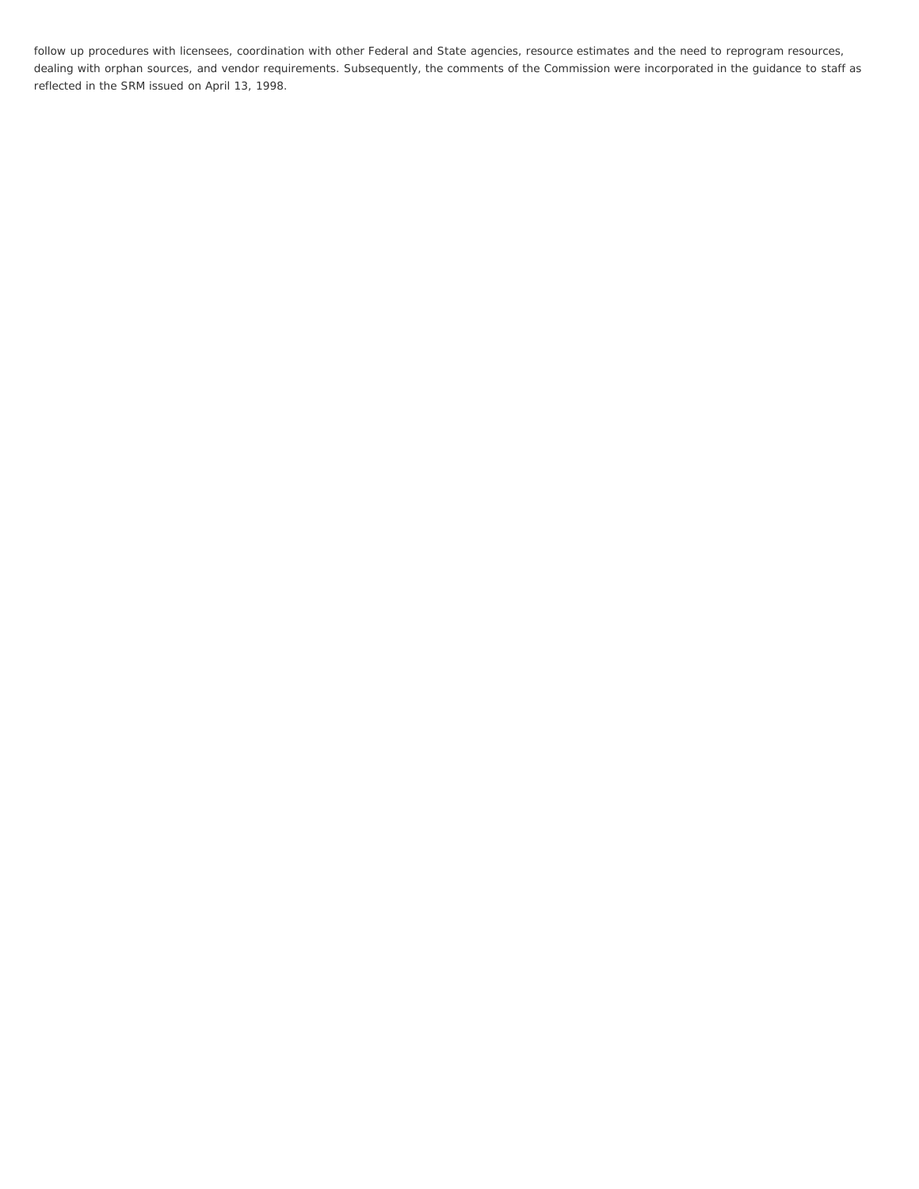follow up procedures with licensees, coordination with other Federal and State agencies, resource estimates and the need to reprogram resources, dealing with orphan sources, and vendor requirements. Subsequently, the comments of the Commission were incorporated in the guidance to staff as reflected in the SRM issued on April 13, 1998.